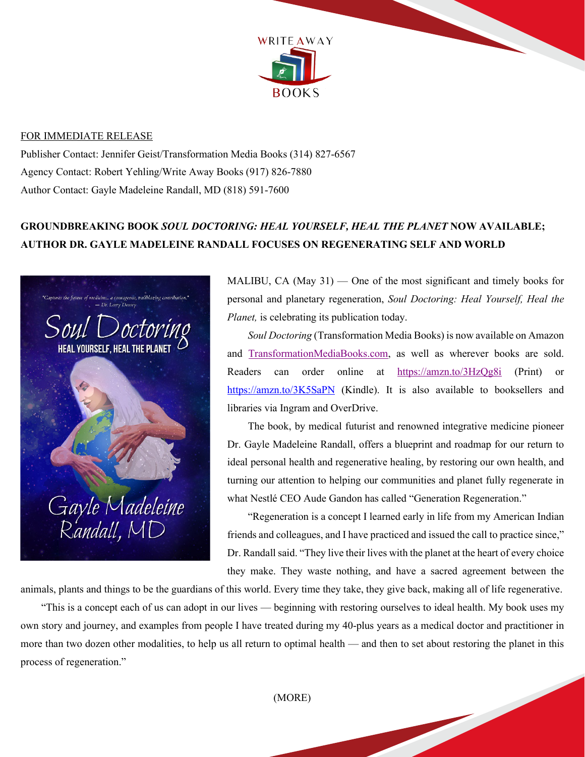FOR IMMEDIATE RELEASE

Publisher Contact: Jennifer Geist/Transformation Media Books (314) 827-6567

Agency Contact: Robert Yehling/Write Away Books (917) 826-7880

Author Contact: Gayle Madeleine Randall, MD (818) 591-7600

**GROUNDBREAKING BOOK *SOUL DOCTORING: HEAL YOURSELF, HEAL THE PLANET* NOW AVAILABLE; AUTHOR DR. GAYLE MADELEINE RANDALL FOCUSES ON REGENERATING SELF AND WORLD**

MALIBU, CA (May 31) — One of the most significant and timely books for personal and planetary regeneration, *Soul Doctoring: Heal Yourself, Heal the Planet,* is celebrating its publication today.

*Soul Doctoring* (Transformation Media Books) is now available on Amazon and [TransformationMediaBooks.com](TransformationMediaBooks.com), as well as wherever books are sold. Readers can order online at [https://amzn.to/3HzQg8i](https://amzn.to/3HzQg8i) (Print) or [https://amzn.to/3K5SaPN](https://amzn.to/3K5SaPN) (Kindle). It is also available to booksellers and libraries via Ingram and OverDrive.

The book, by medical futurist and renowned integrative medicine pioneer Dr. Gayle Madeleine Randall, offers a blueprint and roadmap for our return to ideal personal health and regenerative healing, by restoring our own health, and turning our attention to helping our communities and planet fully regenerate in what Nestlé CEO Aude Gandon has called "Generation Regeneration."

"Regeneration is a concept I learned early in life from my American Indian friends and colleagues, and I have practiced and issued the call to practice since," Dr. Randall said. "They live their lives with the planet at the heart of every choice they make. They waste nothing, and have a sacred agreement between the animals, plants and things to be the guardians of this world. Every time they take, they give back, making all of life regenerative.

"This is a concept each of us can adopt in our lives — beginning with restoring ourselves to ideal health. My book uses my own story and journey, and examples from people I have treated during my 40-plus years as a medical doctor and practitioner in more than two dozen other modalities, to help us all return to optimal health — and then to set about restoring the planet in this process of regeneration."

(MORE)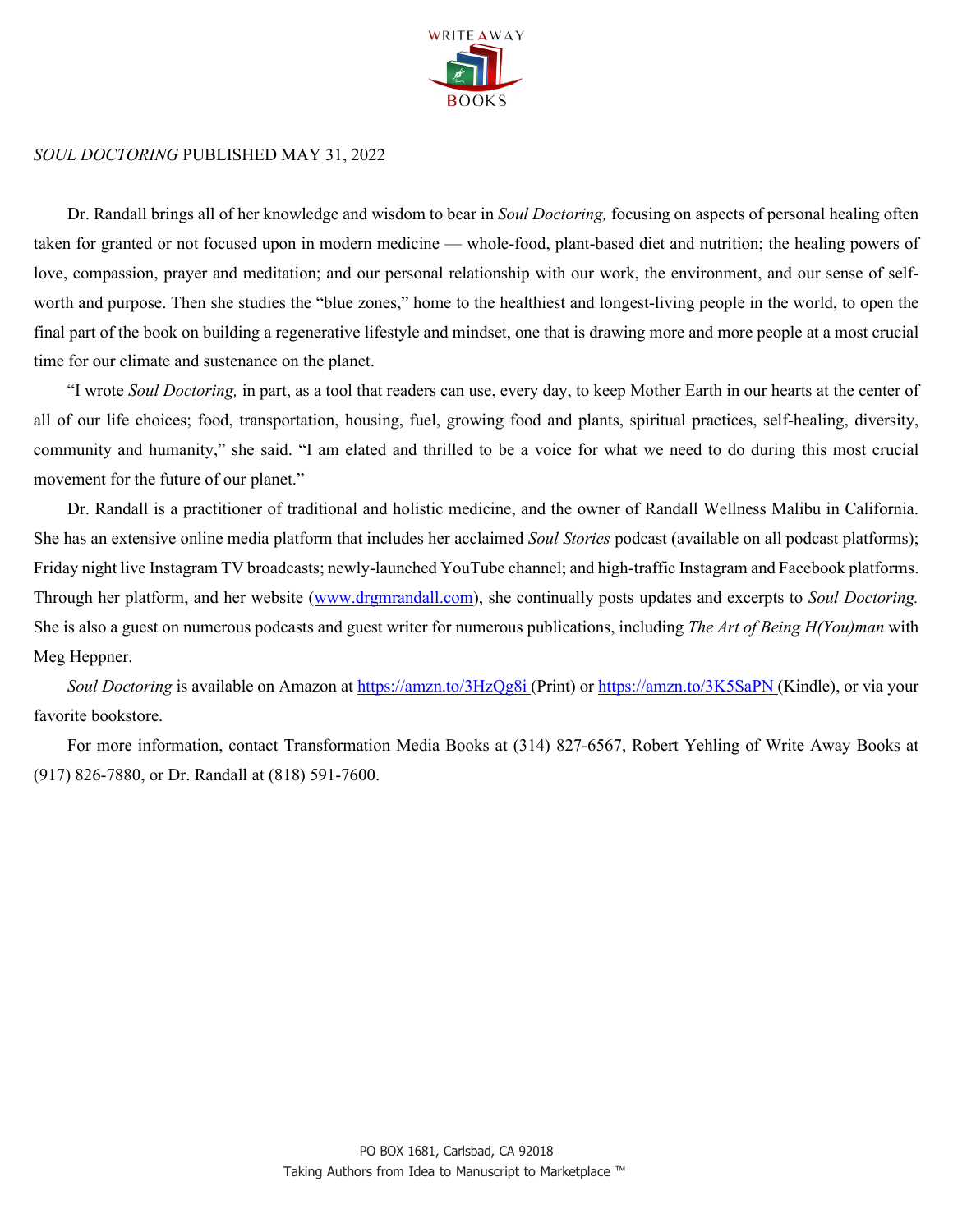*SOUL DOCTORING* PUBLISHED MAY 31, 2022

Dr. Randall brings all of her knowledge and wisdom to bear in *Soul Doctoring,* focusing on aspects of personal healing often taken for granted or not focused upon in modern medicine — whole-food, plant-based diet and nutrition; the healing powers of love, compassion, prayer and meditation; and our personal relationship with our work, the environment, and our sense of self-worth and purpose. Then she studies the "blue zones," home to the healthiest and longest-living people in the world, to open the final part of the book on building a regenerative lifestyle and mindset, one that is drawing more and more people at a most crucial time for our climate and sustenance on the planet.

"I wrote *Soul Doctoring,* in part, as a tool that readers can use, every day, to keep Mother Earth in our hearts at the center of all of our life choices; food, transportation, housing, fuel, growing food and plants, spiritual practices, self-healing, diversity, community and humanity," she said. "I am elated and thrilled to be a voice for what we need to do during this most crucial movement for the future of our planet."

Dr. Randall is a practitioner of traditional and holistic medicine, and the owner of Randall Wellness Malibu in California. She has an extensive online media platform that includes her acclaimed *Soul Stories* podcast (available on all podcast platforms); Friday night live Instagram TV broadcasts; newly-launched YouTube channel; and high-traffic Instagram and Facebook platforms. Through her platform, and her website (www.drgmrandall.com), she continually posts updates and excerpts to *Soul Doctoring.* She is also a guest on numerous podcasts and guest writer for numerous publications, including *The Art of Being H(You)man* with Meg Heppner.

*Soul Doctoring* is available on Amazon at https://amzn.to/3HzQg8i (Print) or https://amzn.to/3K5SaPN (Kindle), or via your favorite bookstore.

For more information, contact Transformation Media Books at (314) 827-6567, Robert Yehling of Write Away Books at (917) 826-7880, or Dr. Randall at (818) 591-7600.